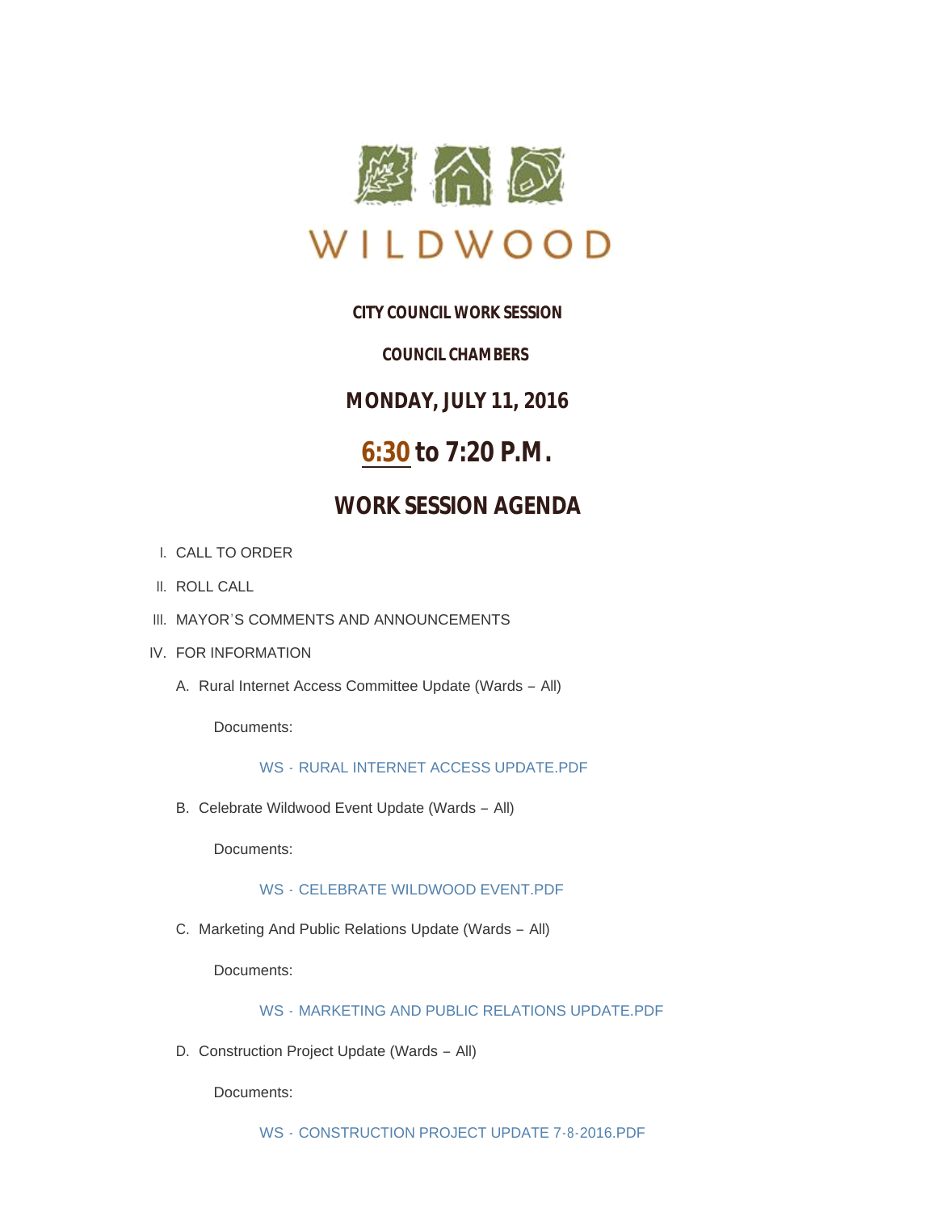WILDWOOD

**CITY COUNCIL WORK SESSION**

**COUNCIL CHAMBERS**

## MONDAY, JULY 11, 2016

# 6:30 to 7:20 P.M.

# WORK SESSION AGENDA

I. CALL TO ORDER

II. ROLL CALL

III. MAYOR'S COMMENTS AND ANNOUNCEMENTS

IV. FOR INFORMATION

A. Rural Internet Access Committee Update (Wards – All)

Documents:

WS - RURAL INTERNET ACCESS UPDATE.PDF

B. Celebrate Wildwood Event Update (Wards – All)

Documents:

WS - CELEBRATE WILDWOOD EVENT.PDF

C. Marketing And Public Relations Update (Wards – All)

Documents:

WS - MARKETING AND PUBLIC RELATIONS UPDATE.PDF

D. Construction Project Update (Wards – All)

Documents:

WS - CONSTRUCTION PROJECT UPDATE 7-8-2016.PDF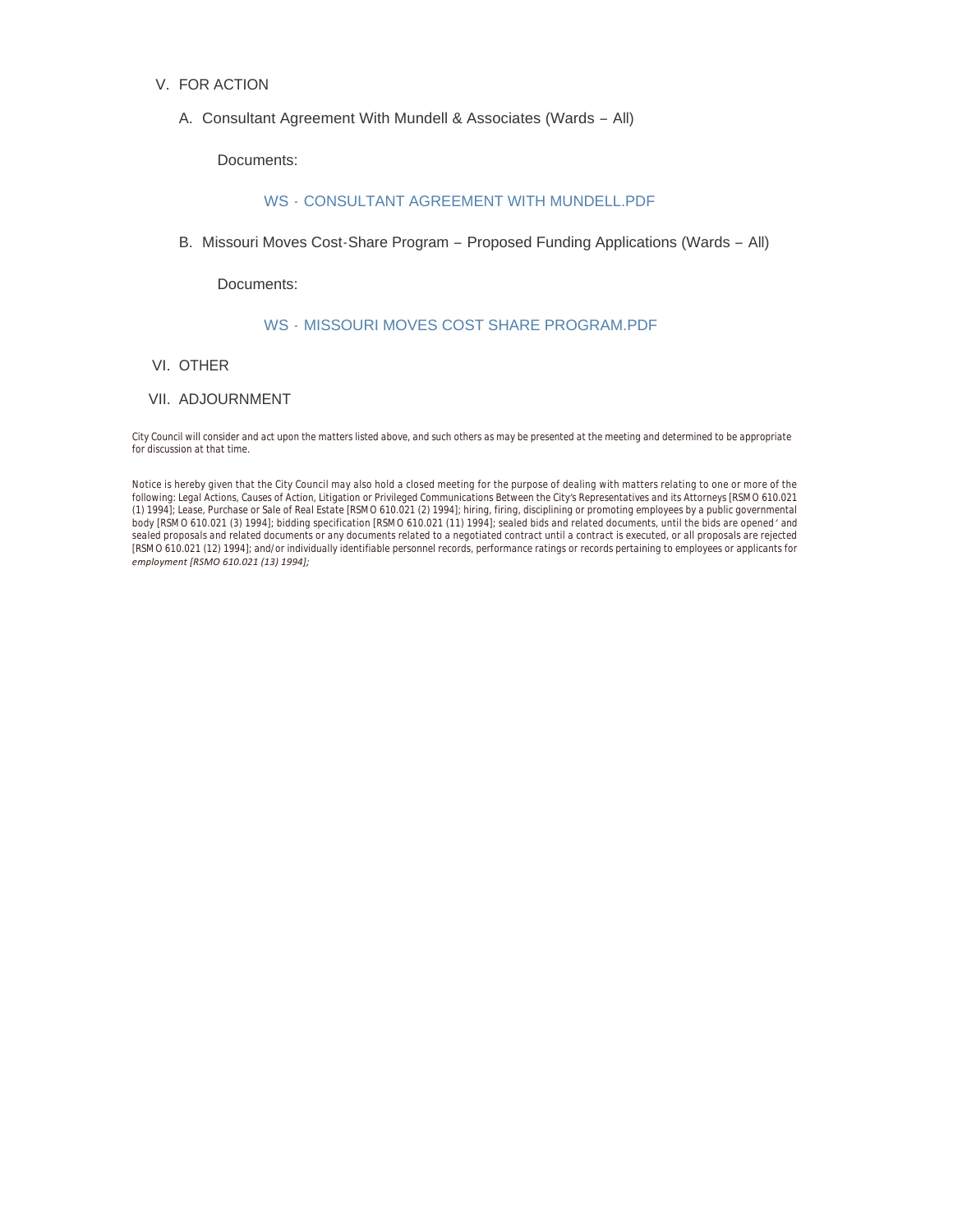V. FOR ACTION

A. Consultant Agreement With Mundell & Associates (Wards – All)

Documents:

WS - CONSULTANT AGREEMENT WITH MUNDELL.PDF

B. Missouri Moves Cost-Share Program – Proposed Funding Applications (Wards – All)

Documents:

WS - MISSOURI MOVES COST SHARE PROGRAM.PDF

VI. OTHER

VII. ADJOURNMENT

City Council will consider and act upon the matters listed above, and such others as may be presented at the meeting and determined to be appropriate for discussion at that time.

Notice is hereby given that the City Council may also hold a closed meeting for the purpose of dealing with matters relating to one or more of the following: Legal Actions, Causes of Action, Litigation or Privileged Communications Between the City's Representatives and its Attorneys [RSMO 610.021 (1) 1994]; Lease, Purchase or Sale of Real Estate [RSMO 610.021 (2) 1994]; hiring, firing, disciplining or promoting employees by a public governmental body [RSMO 610.021 (3) 1994]; bidding specification [RSMO 610.021 (11) 1994]; sealed bids and related documents, until the bids are opened' and sealed proposals and related documents or any documents related to a negotiated contract until a contract is executed, or all proposals are rejected [RSMO 610.021 (12) 1994]; and/or individually identifiable personnel records, performance ratings or records pertaining to employees or applicants for *employment [RSMO 610.021 (13) 1994];*